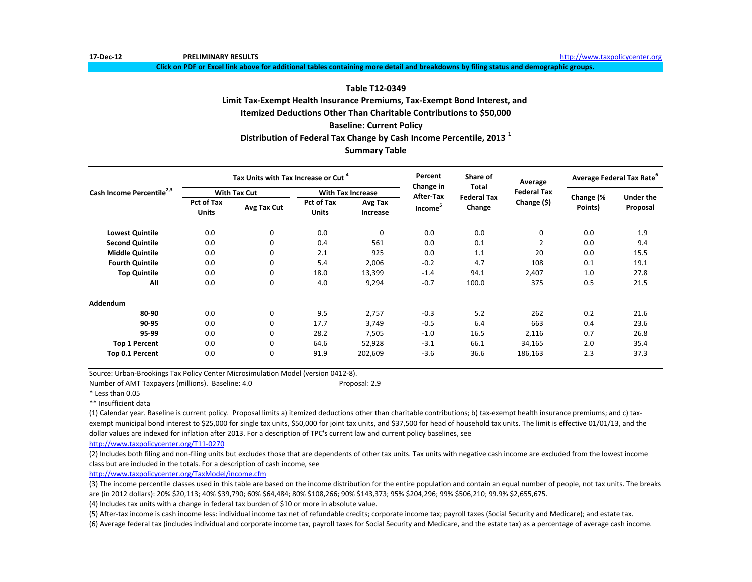17-Dec-12 **PRELIMINARY RESULTS** http://www.taxpolicycenter.org

**Click on PDF or Excel link above for additional tables containing more detail and breakdowns by filing status and demographic groups.**

## Table T12-0349
## Limit Tax-Exempt Health Insurance Premiums, Tax-Exempt Bond Interest, and Itemized Deductions Other Than Charitable Contributions to $50,000
## Baseline: Current Policy
## Distribution of Federal Tax Change by Cash Income Percentile, 2013 [1]
## Summary Table

| Cash Income Percentile[2,3] | Tax Units with Tax Increase or Cut [4] | | | | Percent Change in After-Tax Income[5] | Share of Total Federal Tax Change | Average Federal Tax Change ($) | Average Federal Tax Rate[6] | |
|---|---|---|---|---|---|---|---|---|---|
| | With Tax Cut | | With Tax Increase | | | | | | |
| | Pct of Tax Units | Avg Tax Cut | Pct of Tax Units | Avg Tax Increase | | | | Change (% Points) | Under the Proposal |
| **Lowest Quintile** | 0.0 | 0 | 0.0 | 0 | 0.0 | 0.0 | 0 | 0.0 | 1.9 |
| **Second Quintile** | 0.0 | 0 | 0.4 | 561 | 0.0 | 0.1 | 2 | 0.0 | 9.4 |
| **Middle Quintile** | 0.0 | 0 | 2.1 | 925 | 0.0 | 1.1 | 20 | 0.0 | 15.5 |
| **Fourth Quintile** | 0.0 | 0 | 5.4 | 2,006 | -0.2 | 4.7 | 108 | 0.1 | 19.1 |
| **Top Quintile** | 0.0 | 0 | 18.0 | 13,399 | -1.4 | 94.1 | 2,407 | 1.0 | 27.8 |
| **All** | 0.0 | 0 | 4.0 | 9,294 | -0.7 | 100.0 | 375 | 0.5 | 21.5 |
| **Addendum** | | | | | | | | | |
| **80-90** | 0.0 | 0 | 9.5 | 2,757 | -0.3 | 5.2 | 262 | 0.2 | 21.6 |
| **90-95** | 0.0 | 0 | 17.7 | 3,749 | -0.5 | 6.4 | 663 | 0.4 | 23.6 |
| **95-99** | 0.0 | 0 | 28.2 | 7,505 | -1.0 | 16.5 | 2,116 | 0.7 | 26.8 |
| **Top 1 Percent** | 0.0 | 0 | 64.6 | 52,928 | -3.1 | 66.1 | 34,165 | 2.0 | 35.4 |
| **Top 0.1 Percent** | 0.0 | 0 | 91.9 | 202,609 | -3.6 | 36.6 | 186,163 | 2.3 | 37.3 |

Source: Urban-Brookings Tax Policy Center Microsimulation Model (version 0412-8).

Number of AMT Taxpayers (millions). Baseline: 4.0 Proposal: 2.9

* Less than 0.05

** Insufficient data

(1) Calendar year. Baseline is current policy. Proposal limits a) itemized deductions other than charitable contributions; b) tax-exempt health insurance premiums; and c) tax-exempt municipal bond interest to $25,000 for single tax units, $50,000 for joint tax units, and $37,500 for head of household tax units. The limit is effective 01/01/13, and the dollar values are indexed for inflation after 2013. For a description of TPC's current law and current policy baselines, see http://www.taxpolicycenter.org/T11-0270

(2) Includes both filing and non-filing units but excludes those that are dependents of other tax units. Tax units with negative cash income are excluded from the lowest income class but are included in the totals. For a description of cash income, see http://www.taxpolicycenter.org/TaxModel/income.cfm

(3) The income percentile classes used in this table are based on the income distribution for the entire population and contain an equal number of people, not tax units. The breaks are (in 2012 dollars): 20% $20,113; 40% $39,790; 60% $64,484; 80% $108,266; 90% $143,373; 95% $204,296; 99% $506,210; 99.9% $2,655,675.

(4) Includes tax units with a change in federal tax burden of $10 or more in absolute value.

(5) After-tax income is cash income less: individual income tax net of refundable credits; corporate income tax; payroll taxes (Social Security and Medicare); and estate tax.

(6) Average federal tax (includes individual and corporate income tax, payroll taxes for Social Security and Medicare, and the estate tax) as a percentage of average cash income.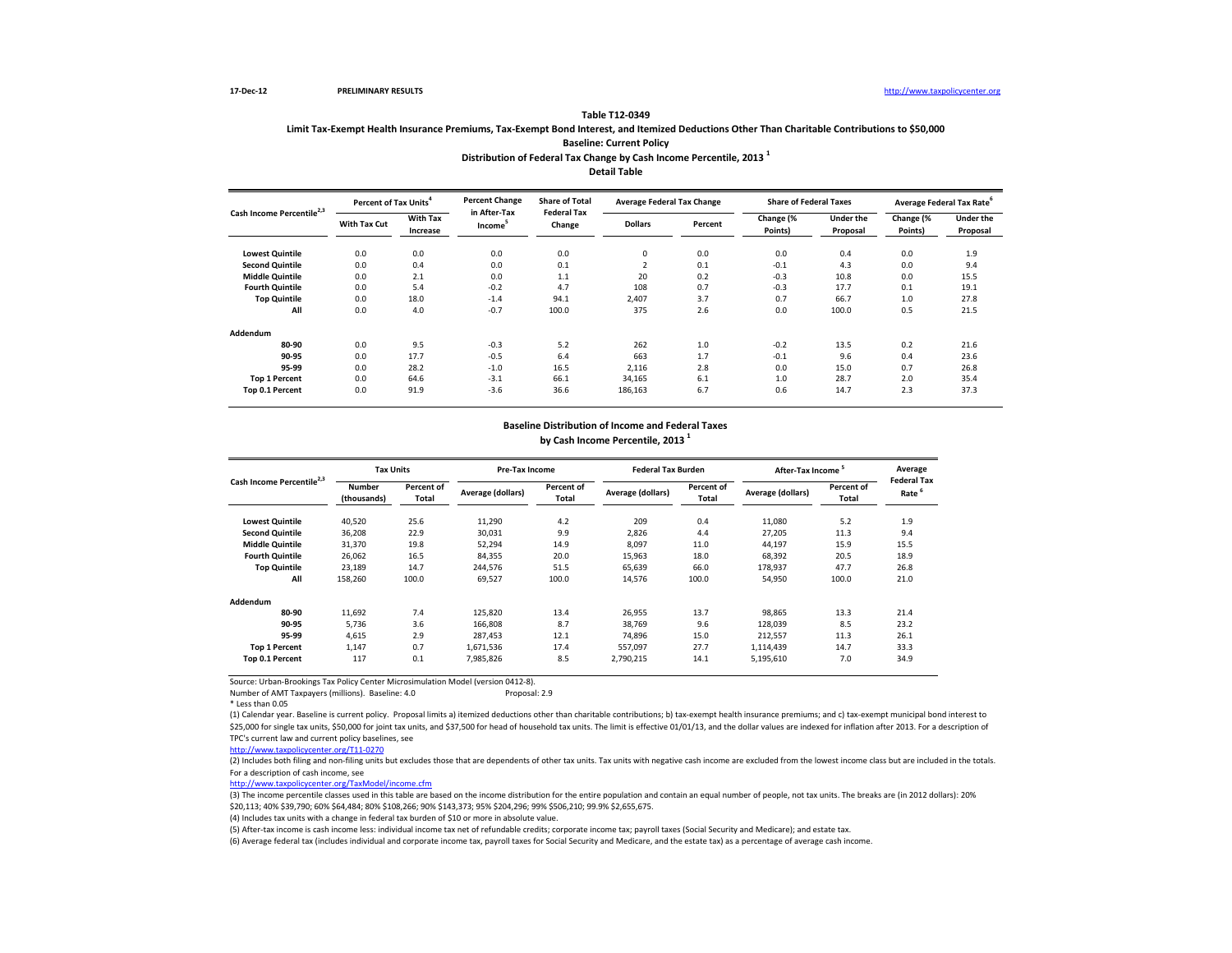17-Dec-12 PRELIMINARY RESULTS http://www.taxpolicycenter.org

**Table T12-0349**

**Limit Tax-Exempt Health Insurance Premiums, Tax-Exempt Bond Interest, and Itemized Deductions Other Than Charitable Contributions to $50,000**

**Baseline: Current Policy**

**Distribution of Federal Tax Change by Cash Income Percentile, 2013 [1]**

**Detail Table**

| Cash Income Percentile[2,3] | Percent of Tax Units[4] | | Percent Change in After-Tax Income[5] | Share of Total Federal Tax Change | Average Federal Tax Change | | Share of Federal Taxes | | Average Federal Tax Rate[6] | |
|---|---|---|---|---|---|---|---|---|---|---|
| | With Tax Cut | With Tax Increase | | | Dollars | Percent | Change (% Points) | Under the Proposal | Change (% Points) | Under the Proposal |
| **Lowest Quintile** | 0.0 | 0.0 | 0.0 | 0.0 | 0 | 0.0 | 0.0 | 0.4 | 0.0 | 1.9 |
| **Second Quintile** | 0.0 | 0.4 | 0.0 | 0.1 | 2 | 0.1 | -0.1 | 4.3 | 0.0 | 9.4 |
| **Middle Quintile** | 0.0 | 2.1 | 0.0 | 1.1 | 20 | 0.2 | -0.3 | 10.8 | 0.0 | 15.5 |
| **Fourth Quintile** | 0.0 | 5.4 | -0.2 | 4.7 | 108 | 0.7 | -0.3 | 17.7 | 0.1 | 19.1 |
| **Top Quintile** | 0.0 | 18.0 | -1.4 | 94.1 | 2,407 | 3.7 | 0.7 | 66.7 | 1.0 | 27.8 |
| **All** | 0.0 | 4.0 | -0.7 | 100.0 | 375 | 2.6 | 0.0 | 100.0 | 0.5 | 21.5 |
| **Addendum** | | | | | | | | | | |
| **80-90** | 0.0 | 9.5 | -0.3 | 5.2 | 262 | 1.0 | -0.2 | 13.5 | 0.2 | 21.6 |
| **90-95** | 0.0 | 17.7 | -0.5 | 6.4 | 663 | 1.7 | -0.1 | 9.6 | 0.4 | 23.6 |
| **95-99** | 0.0 | 28.2 | -1.0 | 16.5 | 2,116 | 2.8 | 0.0 | 15.0 | 0.7 | 26.8 |
| **Top 1 Percent** | 0.0 | 64.6 | -3.1 | 66.1 | 34,165 | 6.1 | 1.0 | 28.7 | 2.0 | 35.4 |
| **Top 0.1 Percent** | 0.0 | 91.9 | -3.6 | 36.6 | 186,163 | 6.7 | 0.6 | 14.7 | 2.3 | 37.3 |

**Baseline Distribution of Income and Federal Taxes**

**by Cash Income Percentile, 2013 [1]**

| Cash Income Percentile[2,3] | Tax Units | | Pre-Tax Income | | Federal Tax Burden | | After-Tax Income[5] | | Average Federal Tax Rate[6] |
|---|---|---|---|---|---|---|---|---|---|
| | Number (thousands) | Percent of Total | Average (dollars) | Percent of Total | Average (dollars) | Percent of Total | Average (dollars) | Percent of Total | |
| **Lowest Quintile** | 40,520 | 25.6 | 11,290 | 4.2 | 209 | 0.4 | 11,080 | 5.2 | 1.9 |
| **Second Quintile** | 36,208 | 22.9 | 30,031 | 9.9 | 2,826 | 4.4 | 27,205 | 11.3 | 9.4 |
| **Middle Quintile** | 31,370 | 19.8 | 52,294 | 14.9 | 8,097 | 11.0 | 44,197 | 15.9 | 15.5 |
| **Fourth Quintile** | 26,062 | 16.5 | 84,355 | 20.0 | 15,963 | 18.0 | 68,392 | 20.5 | 18.9 |
| **Top Quintile** | 23,189 | 14.7 | 244,576 | 51.5 | 65,639 | 66.0 | 178,937 | 47.7 | 26.8 |
| **All** | 158,260 | 100.0 | 69,527 | 100.0 | 14,576 | 100.0 | 54,950 | 100.0 | 21.0 |
| **Addendum** | | | | | | | | | |
| **80-90** | 11,692 | 7.4 | 125,820 | 13.4 | 26,955 | 13.7 | 98,865 | 13.3 | 21.4 |
| **90-95** | 5,736 | 3.6 | 166,808 | 8.7 | 38,769 | 9.6 | 128,039 | 8.5 | 23.2 |
| **95-99** | 4,615 | 2.9 | 287,453 | 12.1 | 74,896 | 15.0 | 212,557 | 11.3 | 26.1 |
| **Top 1 Percent** | 1,147 | 0.7 | 1,671,536 | 17.4 | 557,097 | 27.7 | 1,114,439 | 14.7 | 33.3 |
| **Top 0.1 Percent** | 117 | 0.1 | 7,985,826 | 8.5 | 2,790,215 | 14.1 | 5,195,610 | 7.0 | 34.9 |

Source: Urban-Brookings Tax Policy Center Microsimulation Model (version 0412-8).

Number of AMT Taxpayers (millions). Baseline: 4.0 Proposal: 2.9

* Less than 0.05

(1) Calendar year. Baseline is current policy. Proposal limits a) itemized deductions other than charitable contributions; b) tax-exempt health insurance premiums; and c) tax-exempt municipal bond interest to $25,000 for single tax units, $50,000 for joint tax units, and $37,500 for head of household tax units. The limit is effective 01/01/13, and the dollar values are indexed for inflation after 2013. For a description of TPC's current law and current policy baselines, see

http://www.taxpolicycenter.org/T11-0270

(2) Includes both filing and non-filing units but excludes those that are dependents of other tax units. Tax units with negative cash income are excluded from the lowest income class but are included in the totals. For a description of cash income, see

http://www.taxpolicycenter.org/TaxModel/income.cfm

(3) The income percentile classes used in this table are based on the income distribution for the entire population and contain an equal number of people, not tax units. The breaks are (in 2012 dollars): 20% $20,113; 40% $39,790; 60% $64,484; 80% $108,266; 90% $143,373; 95% $204,296; 99% $506,210; 99.9% $2,655,675.

(4) Includes tax units with a change in federal tax burden of $10 or more in absolute value.

(5) After-tax income is cash income less: individual income tax net of refundable credits; corporate income tax; payroll taxes (Social Security and Medicare); and estate tax.

(6) Average federal tax (includes individual and corporate income tax, payroll taxes for Social Security and Medicare, and the estate tax) as a percentage of average cash income.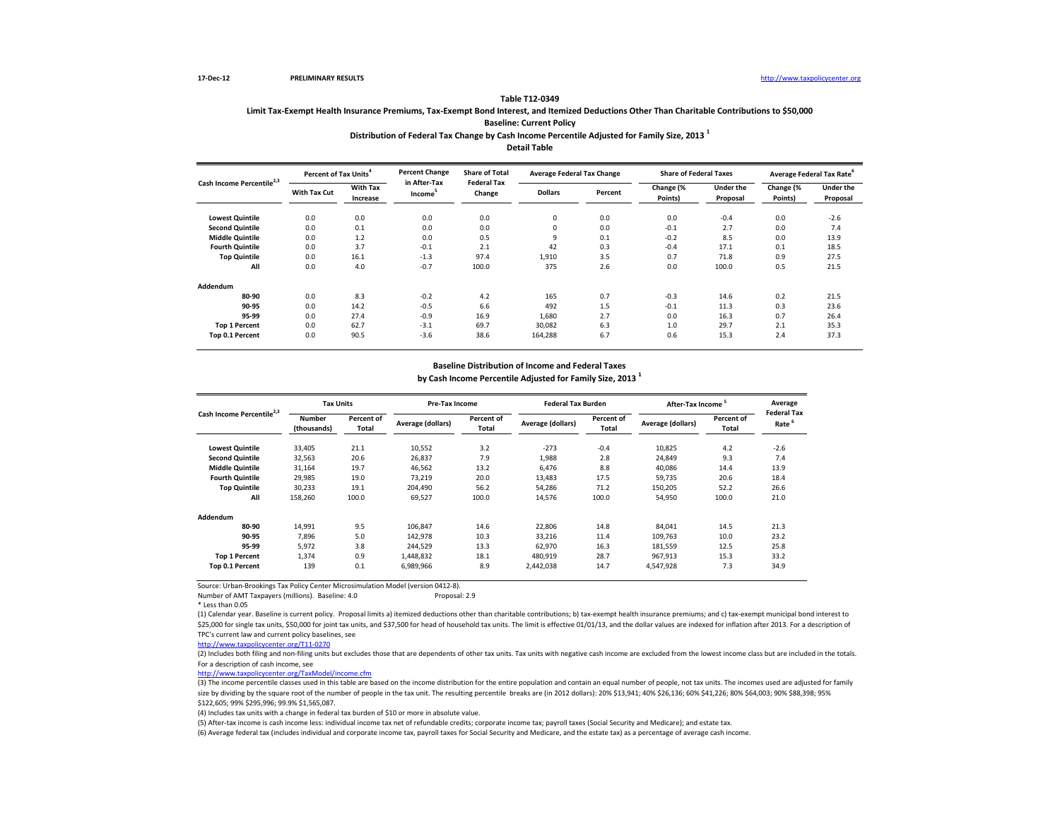17-Dec-12 PRELIMINARY RESULTS http://www.taxpolicycenter.org

**Table T12-0349**

**Limit Tax-Exempt Health Insurance Premiums, Tax-Exempt Bond Interest, and Itemized Deductions Other Than Charitable Contributions to $50,000**

**Baseline: Current Policy**

**Distribution of Federal Tax Change by Cash Income Percentile Adjusted for Family Size, 2013 [1]**

**Detail Table**

| Cash Income Percentile[2,3] | Percent of Tax Units[4] | | Percent Change in After-Tax Income[5] | Share of Total Federal Tax Change | Average Federal Tax Change | | Share of Federal Taxes | | Average Federal Tax Rate[6] | |
|---|---|---|---|---|---|---|---|---|---|---|
| | With Tax Cut | With Tax Increase | | | Dollars | Percent | Change (% Points) | Under the Proposal | Change (% Points) | Under the Proposal |
| Lowest Quintile | 0.0 | 0.0 | 0.0 | 0.0 | 0 | 0.0 | 0.0 | -0.4 | 0.0 | -2.6 |
| Second Quintile | 0.0 | 0.1 | 0.0 | 0.0 | 0 | 0.0 | -0.1 | 2.7 | 0.0 | 7.4 |
| Middle Quintile | 0.0 | 1.2 | 0.0 | 0.5 | 9 | 0.1 | -0.2 | 8.5 | 0.0 | 13.9 |
| Fourth Quintile | 0.0 | 3.7 | -0.1 | 2.1 | 42 | 0.3 | -0.4 | 17.1 | 0.1 | 18.5 |
| Top Quintile | 0.0 | 16.1 | -1.3 | 97.4 | 1,910 | 3.5 | 0.7 | 71.8 | 0.9 | 27.5 |
| All | 0.0 | 4.0 | -0.7 | 100.0 | 375 | 2.6 | 0.0 | 100.0 | 0.5 | 21.5 |
| **Addendum** | | | | | | | | | | |
| 80-90 | 0.0 | 8.3 | -0.2 | 4.2 | 165 | 0.7 | -0.3 | 14.6 | 0.2 | 21.5 |
| 90-95 | 0.0 | 14.2 | -0.5 | 6.6 | 492 | 1.5 | -0.1 | 11.3 | 0.3 | 23.6 |
| 95-99 | 0.0 | 27.4 | -0.9 | 16.9 | 1,680 | 2.7 | 0.0 | 16.3 | 0.7 | 26.4 |
| Top 1 Percent | 0.0 | 62.7 | -3.1 | 69.7 | 30,082 | 6.3 | 1.0 | 29.7 | 2.1 | 35.3 |
| Top 0.1 Percent | 0.0 | 90.5 | -3.6 | 38.6 | 164,288 | 6.7 | 0.6 | 15.3 | 2.4 | 37.3 |

**Baseline Distribution of Income and Federal Taxes**

**by Cash Income Percentile Adjusted for Family Size, 2013 [1]**

| Cash Income Percentile[2,3] | Tax Units | | Pre-Tax Income | | Federal Tax Burden | | After-Tax Income[5] | | Average Federal Tax Rate[6] |
|---|---|---|---|---|---|---|---|---|---|
| | Number (thousands) | Percent of Total | Average (dollars) | Percent of Total | Average (dollars) | Percent of Total | Average (dollars) | Percent of Total | |
| Lowest Quintile | 33,405 | 21.1 | 10,552 | 3.2 | -273 | -0.4 | 10,825 | 4.2 | -2.6 |
| Second Quintile | 32,563 | 20.6 | 26,837 | 7.9 | 1,988 | 2.8 | 24,849 | 9.3 | 7.4 |
| Middle Quintile | 31,164 | 19.7 | 46,562 | 13.2 | 6,476 | 8.8 | 40,086 | 14.4 | 13.9 |
| Fourth Quintile | 29,985 | 19.0 | 73,219 | 20.0 | 13,483 | 17.5 | 59,735 | 20.6 | 18.4 |
| Top Quintile | 30,233 | 19.1 | 204,490 | 56.2 | 54,286 | 71.2 | 150,205 | 52.2 | 26.6 |
| All | 158,260 | 100.0 | 69,527 | 100.0 | 14,576 | 100.0 | 54,950 | 100.0 | 21.0 |
| **Addendum** | | | | | | | | | |
| 80-90 | 14,991 | 9.5 | 106,847 | 14.6 | 22,806 | 14.8 | 84,041 | 14.5 | 21.3 |
| 90-95 | 7,896 | 5.0 | 142,978 | 10.3 | 33,216 | 11.4 | 109,763 | 10.0 | 23.2 |
| 95-99 | 5,972 | 3.8 | 244,529 | 13.3 | 62,970 | 16.3 | 181,559 | 12.5 | 25.8 |
| Top 1 Percent | 1,374 | 0.9 | 1,448,832 | 18.1 | 480,919 | 28.7 | 967,913 | 15.3 | 33.2 |
| Top 0.1 Percent | 139 | 0.1 | 6,989,966 | 8.9 | 2,442,038 | 14.7 | 4,547,928 | 7.3 | 34.9 |

Source: Urban-Brookings Tax Policy Center Microsimulation Model (version 0412-8).

Number of AMT Taxpayers (millions). Baseline: 4.0 Proposal: 2.9

* Less than 0.05

(1) Calendar year. Baseline is current policy. Proposal limits a) itemized deductions other than charitable contributions; b) tax-exempt health insurance premiums; and c) tax-exempt municipal bond interest to $25,000 for single tax units, $50,000 for joint tax units, and $37,500 for head of household tax units. The limit is effective 01/01/13, and the dollar values are indexed for inflation after 2013. For a description of TPC's current law and current policy baselines, see
http://www.taxpolicycenter.org/T11-0270

(2) Includes both filing and non-filing units but excludes those that are dependents of other tax units. Tax units with negative cash income are excluded from the lowest income class but are included in the totals. For a description of cash income, see
http://www.taxpolicycenter.org/TaxModel/income.cfm

(3) The income percentile classes used in this table are based on the income distribution for the entire population and contain an equal number of people, not tax units. The incomes used are adjusted for family size by dividing by the square root of the number of people in the tax unit. The resulting percentile breaks are (in 2012 dollars): 20% $13,941; 40% $26,136; 60% $41,226; 80% $64,003; 90% $88,398; 95% $122,605; 99% $295,996; 99.9% $1,565,087.

(4) Includes tax units with a change in federal tax burden of $10 or more in absolute value.

(5) After-tax income is cash income less: individual income tax net of refundable credits; corporate income tax; payroll taxes (Social Security and Medicare); and estate tax.

(6) Average federal tax (includes individual and corporate income tax, payroll taxes for Social Security and Medicare, and the estate tax) as a percentage of average cash income.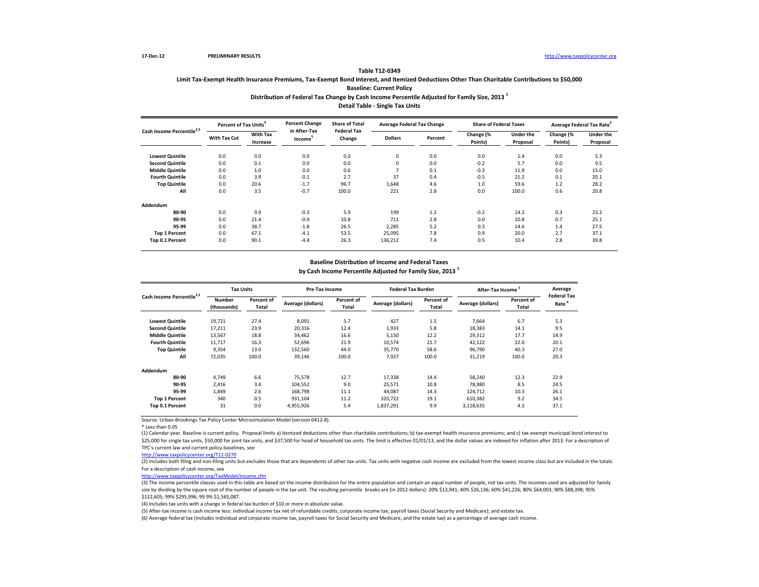17-Dec-12 PRELIMINARY RESULTS http://www.taxpolicycenter.org

### Table T12-0349

### Limit Tax-Exempt Health Insurance Premiums, Tax-Exempt Bond Interest, and Itemized Deductions Other Than Charitable Contributions to $50,000

### Baseline: Current Policy

### Distribution of Federal Tax Change by Cash Income Percentile Adjusted for Family Size, 2013 [1]

### Detail Table - Single Tax Units

| Cash Income Percentile[2,3] | Percent of Tax Units[4] | | Percent Change in After-Tax Income[5] | Share of Total Federal Tax Change | Average Federal Tax Change | | Share of Federal Taxes | | Average Federal Tax Rate[6] | |
|---|---|---|---|---|---|---|---|---|---|---|
| | With Tax Cut | With Tax Increase | | | Dollars | Percent | Change (% Points) | Under the Proposal | Change (% Points) | Under the Proposal |
| Lowest Quintile | 0.0 | 0.0 | 0.0 | 0.0 | 0 | 0.0 | 0.0 | 1.4 | 0.0 | 5.3 |
| Second Quintile | 0.0 | 0.1 | 0.0 | 0.0 | 0 | 0.0 | -0.2 | 5.7 | 0.0 | 9.5 |
| Middle Quintile | 0.0 | 1.0 | 0.0 | 0.6 | 7 | 0.1 | -0.3 | 11.9 | 0.0 | 15.0 |
| Fourth Quintile | 0.0 | 3.9 | -0.1 | 2.7 | 37 | 0.4 | -0.5 | 21.2 | 0.1 | 20.1 |
| Top Quintile | 0.0 | 20.6 | -1.7 | 96.7 | 1,648 | 4.6 | 1.0 | 59.6 | 1.2 | 28.2 |
| All | 0.0 | 3.5 | -0.7 | 100.0 | 221 | 2.8 | 0.0 | 100.0 | 0.6 | 20.8 |
| **Addendum** | | | | | | | | | | |
| 80-90 | 0.0 | 9.9 | -0.3 | 5.9 | 199 | 1.2 | -0.2 | 14.2 | 0.3 | 23.2 |
| 90-95 | 0.0 | 21.4 | -0.9 | 10.8 | 711 | 2.8 | 0.0 | 10.8 | 0.7 | 25.1 |
| 95-99 | 0.0 | 38.7 | -1.8 | 26.5 | 2,285 | 5.2 | 0.3 | 14.6 | 1.4 | 27.5 |
| Top 1 Percent | 0.0 | 67.1 | -4.1 | 53.5 | 25,095 | 7.8 | 0.9 | 20.0 | 2.7 | 37.1 |
| Top 0.1 Percent | 0.0 | 90.1 | -4.4 | 26.3 | 136,212 | 7.4 | 0.5 | 10.4 | 2.8 | 39.8 |

### Baseline Distribution of Income and Federal Taxes by Cash Income Percentile Adjusted for Family Size, 2013 [1]

| Cash Income Percentile[2,3] | Tax Units | | Pre-Tax Income | | Federal Tax Burden | | After-Tax Income[5] | | Average Federal Tax Rate[6] |
|---|---|---|---|---|---|---|---|---|---|
| | Number (thousands) | Percent of Total | Average (dollars) | Percent of Total | Average (dollars) | Percent of Total | Average (dollars) | Percent of Total | |
| Lowest Quintile | 19,721 | 27.4 | 8,091 | 5.7 | 427 | 1.5 | 7,664 | 6.7 | 5.3 |
| Second Quintile | 17,211 | 23.9 | 20,316 | 12.4 | 1,933 | 5.8 | 18,383 | 14.1 | 9.5 |
| Middle Quintile | 13,567 | 18.8 | 34,462 | 16.6 | 5,150 | 12.2 | 29,312 | 17.7 | 14.9 |
| Fourth Quintile | 11,717 | 16.3 | 52,696 | 21.9 | 10,574 | 21.7 | 42,122 | 22.0 | 20.1 |
| Top Quintile | 9,354 | 13.0 | 132,560 | 44.0 | 35,770 | 58.6 | 96,790 | 40.3 | 27.0 |
| All | 72,035 | 100.0 | 39,146 | 100.0 | 7,927 | 100.0 | 31,219 | 100.0 | 20.3 |
| **Addendum** | | | | | | | | | |
| 80-90 | 4,749 | 6.6 | 75,578 | 12.7 | 17,338 | 14.4 | 58,240 | 12.3 | 22.9 |
| 90-95 | 2,416 | 3.4 | 104,552 | 9.0 | 25,571 | 10.8 | 78,980 | 8.5 | 24.5 |
| 95-99 | 1,849 | 2.6 | 168,798 | 11.1 | 44,087 | 14.3 | 124,712 | 10.3 | 26.1 |
| Top 1 Percent | 340 | 0.5 | 931,104 | 11.2 | 320,722 | 19.1 | 610,382 | 9.2 | 34.5 |
| Top 0.1 Percent | 31 | 0.0 | 4,955,926 | 5.4 | 1,837,291 | 9.9 | 3,118,635 | 4.3 | 37.1 |

Source: Urban-Brookings Tax Policy Center Microsimulation Model (version 0412-8).

* Less than 0.05

(1) Calendar year. Baseline is current policy. Proposal limits a) itemized deductions other than charitable contributions; b) tax-exempt health insurance premiums; and c) tax-exempt municipal bond interest to $25,000 for single tax units, $50,000 for joint tax units, and $37,500 for head of household tax units. The limit is effective 01/01/13, and the dollar values are indexed for inflation after 2013. For a description of TPC's current law and current policy baselines, see
http://www.taxpolicycenter.org/T11-0270

(2) Includes both filing and non-filing units but excludes those that are dependents of other tax units. Tax units with negative cash income are excluded from the lowest income class but are included in the totals. For a description of cash income, see
http://www.taxpolicycenter.org/TaxModel/income.cfm

(3) The income percentile classes used in this table are based on the income distribution for the entire population and contain an equal number of people, not tax units. The incomes used are adjusted for family size by dividing by the square root of the number of people in the tax unit. The resulting percentile breaks are (in 2012 dollars): 20% $13,941; 40% $26,136; 60% $41,226; 80% $64,003; 90% $88,398; 95% $122,605; 99% $295,996; 99.9% $1,565,087.

(4) Includes tax units with a change in federal tax burden of $10 or more in absolute value.

(5) After-tax income is cash income less: individual income tax net of refundable credits; corporate income tax; payroll taxes (Social Security and Medicare); and estate tax.

(6) Average federal tax (includes individual and corporate income tax, payroll taxes for Social Security and Medicare, and the estate tax) as a percentage of average cash income.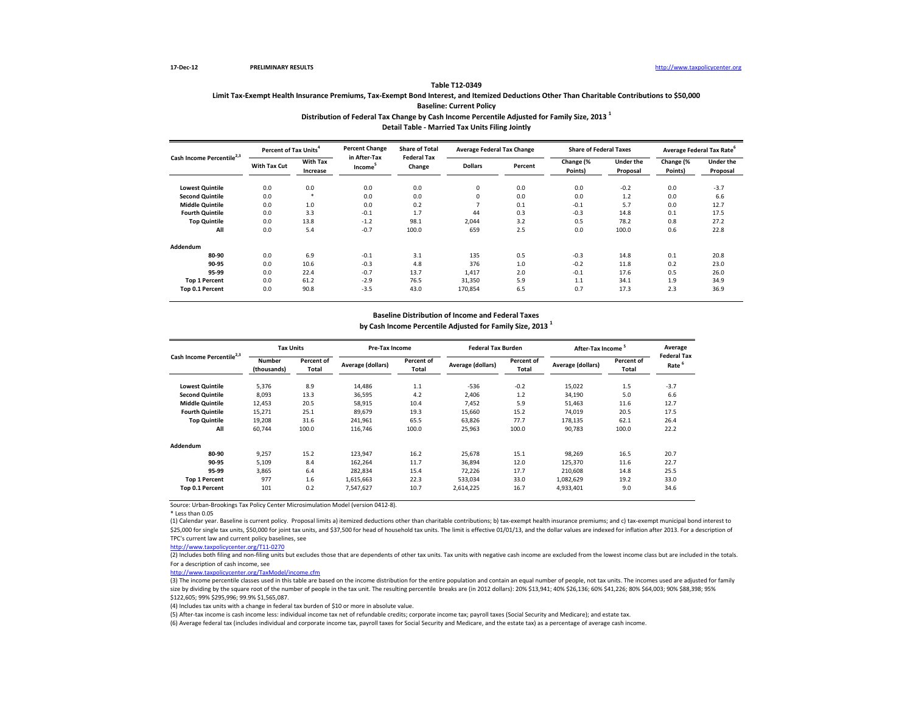17-Dec-12 PRELIMINARY RESULTS http://www.taxpolicycenter.org

## Table T12-0349

### Limit Tax-Exempt Health Insurance Premiums, Tax-Exempt Bond Interest, and Itemized Deductions Other Than Charitable Contributions to $50,000

### Baseline: Current Policy

### Distribution of Federal Tax Change by Cash Income Percentile Adjusted for Family Size, 2013 [1]

### Detail Table - Married Tax Units Filing Jointly

| Cash Income Percentile[2,3] | Percent of Tax Units[4] | | Percent Change in After-Tax Income[5] | Share of Total Federal Tax Change | Average Federal Tax Change | | Share of Federal Taxes | | Average Federal Tax Rate[6] | |
|---|---|---|---|---|---|---|---|---|---|---|
| | With Tax Cut | With Tax Increase | | | Dollars | Percent | Change (% Points) | Under the Proposal | Change (% Points) | Under the Proposal |
| Lowest Quintile | 0.0 | 0.0 | 0.0 | 0.0 | 0 | 0.0 | 0.0 | -0.2 | 0.0 | -3.7 |
| Second Quintile | 0.0 | * | 0.0 | 0.0 | 0 | 0.0 | 0.0 | 1.2 | 0.0 | 6.6 |
| Middle Quintile | 0.0 | 1.0 | 0.0 | 0.2 | 7 | 0.1 | -0.1 | 5.7 | 0.0 | 12.7 |
| Fourth Quintile | 0.0 | 3.3 | -0.1 | 1.7 | 44 | 0.3 | -0.3 | 14.8 | 0.1 | 17.5 |
| Top Quintile | 0.0 | 13.8 | -1.2 | 98.1 | 2,044 | 3.2 | 0.5 | 78.2 | 0.8 | 27.2 |
| All | 0.0 | 5.4 | -0.7 | 100.0 | 659 | 2.5 | 0.0 | 100.0 | 0.6 | 22.8 |
| **Addendum** | | | | | | | | | | |
| 80-90 | 0.0 | 6.9 | -0.1 | 3.1 | 135 | 0.5 | -0.3 | 14.8 | 0.1 | 20.8 |
| 90-95 | 0.0 | 10.6 | -0.3 | 4.8 | 376 | 1.0 | -0.2 | 11.8 | 0.2 | 23.0 |
| 95-99 | 0.0 | 22.4 | -0.7 | 13.7 | 1,417 | 2.0 | -0.1 | 17.6 | 0.5 | 26.0 |
| Top 1 Percent | 0.0 | 61.2 | -2.9 | 76.5 | 31,350 | 5.9 | 1.1 | 34.1 | 1.9 | 34.9 |
| Top 0.1 Percent | 0.0 | 90.8 | -3.5 | 43.0 | 170,854 | 6.5 | 0.7 | 17.3 | 2.3 | 36.9 |

### Baseline Distribution of Income and Federal Taxes by Cash Income Percentile Adjusted for Family Size, 2013 [1]

| Cash Income Percentile[2,3] | Tax Units | | Pre-Tax Income | | Federal Tax Burden | | After-Tax Income[5] | | Average Federal Tax Rate[6] |
|---|---|---|---|---|---|---|---|---|---|
| | Number (thousands) | Percent of Total | Average (dollars) | Percent of Total | Average (dollars) | Percent of Total | Average (dollars) | Percent of Total | |
| Lowest Quintile | 5,376 | 8.9 | 14,486 | 1.1 | -536 | -0.2 | 15,022 | 1.5 | -3.7 |
| Second Quintile | 8,093 | 13.3 | 36,595 | 4.2 | 2,406 | 1.2 | 34,190 | 5.0 | 6.6 |
| Middle Quintile | 12,453 | 20.5 | 58,915 | 10.4 | 7,452 | 5.9 | 51,463 | 11.6 | 12.7 |
| Fourth Quintile | 15,271 | 25.1 | 89,679 | 19.3 | 15,660 | 15.2 | 74,019 | 20.5 | 17.5 |
| Top Quintile | 19,208 | 31.6 | 241,961 | 65.5 | 63,826 | 77.7 | 178,135 | 62.1 | 26.4 |
| All | 60,744 | 100.0 | 116,746 | 100.0 | 25,963 | 100.0 | 90,783 | 100.0 | 22.2 |
| **Addendum** | | | | | | | | | |
| 80-90 | 9,257 | 15.2 | 123,947 | 16.2 | 25,678 | 15.1 | 98,269 | 16.5 | 20.7 |
| 90-95 | 5,109 | 8.4 | 162,264 | 11.7 | 36,894 | 12.0 | 125,370 | 11.6 | 22.7 |
| 95-99 | 3,865 | 6.4 | 282,834 | 15.4 | 72,226 | 17.7 | 210,608 | 14.8 | 25.5 |
| Top 1 Percent | 977 | 1.6 | 1,615,663 | 22.3 | 533,034 | 33.0 | 1,082,629 | 19.2 | 33.0 |
| Top 0.1 Percent | 101 | 0.2 | 7,547,627 | 10.7 | 2,614,225 | 16.7 | 4,933,401 | 9.0 | 34.6 |

Source: Urban-Brookings Tax Policy Center Microsimulation Model (version 0412-8).

* Less than 0.05

(1) Calendar year. Baseline is current policy. Proposal limits a) itemized deductions other than charitable contributions; b) tax-exempt health insurance premiums; and c) tax-exempt municipal bond interest to $25,000 for single tax units, $50,000 for joint tax units, and $37,500 for head of household tax units. The limit is effective 01/01/13, and the dollar values are indexed for inflation after 2013. For a description of TPC's current law and current policy baselines, see http://www.taxpolicycenter.org/T11-0270

(2) Includes both filing and non-filing units but excludes those that are dependents of other tax units. Tax units with negative cash income are excluded from the lowest income class but are included in the totals. For a description of cash income, see http://www.taxpolicycenter.org/TaxModel/income.cfm

(3) The income percentile classes used in this table are based on the income distribution for the entire population and contain an equal number of people, not tax units. The incomes used are adjusted for family size by dividing by the square root of the number of people in the tax unit. The resulting percentile breaks are (in 2012 dollars): 20% $13,941; 40% $26,136; 60% $41,226; 80% $64,003; 90% $88,398; 95% $122,605; 99% $295,996; 99.9% $1,565,087.

(4) Includes tax units with a change in federal tax burden of $10 or more in absolute value.

(5) After-tax income is cash income less: individual income tax net of refundable credits; corporate income tax; payroll taxes (Social Security and Medicare); and estate tax.

(6) Average federal tax (includes individual and corporate income tax, payroll taxes for Social Security and Medicare, and the estate tax) as a percentage of average cash income.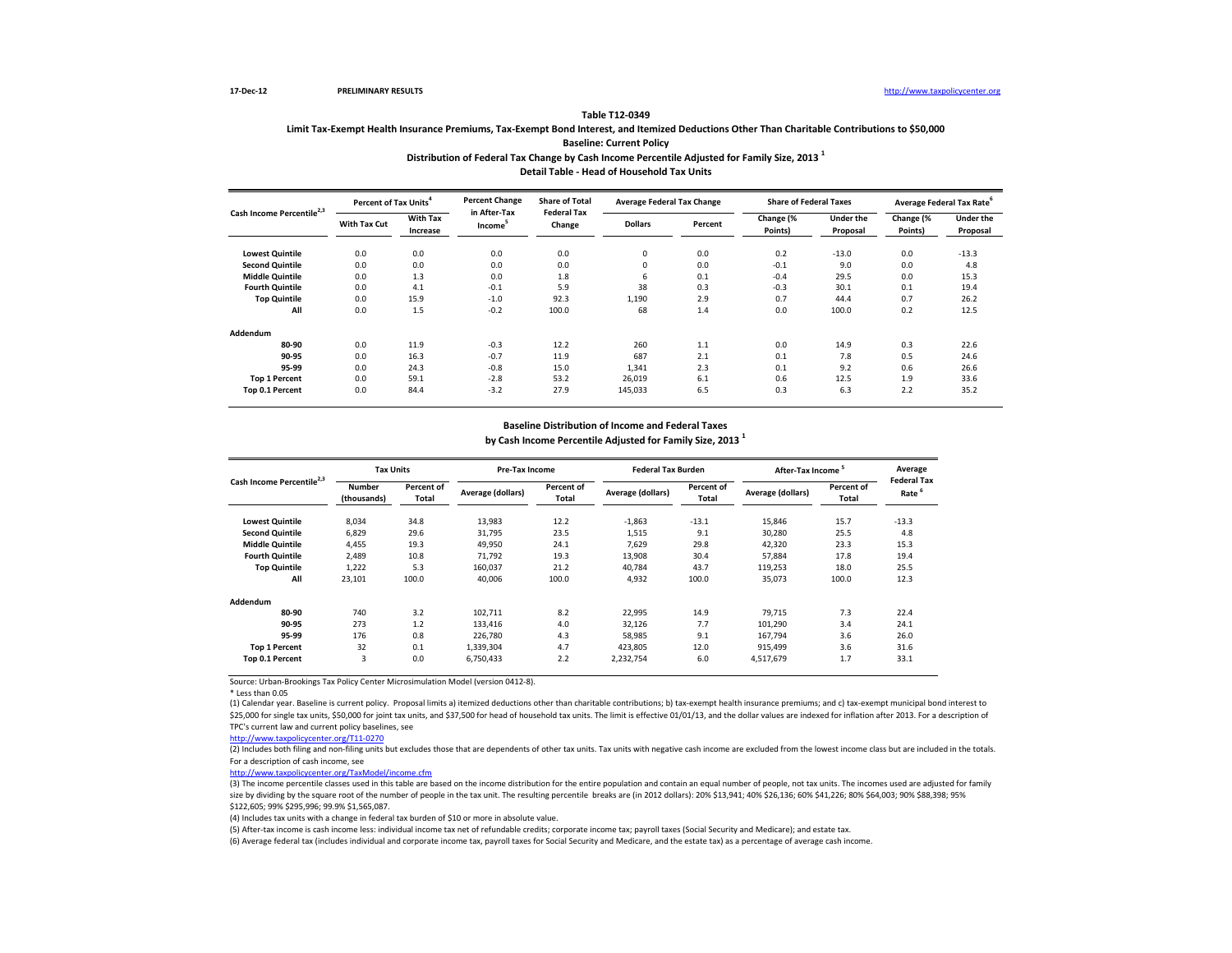17-Dec-12 PRELIMINARY RESULTS http://www.taxpolicycenter.org

## Table T12-0349

### Limit Tax-Exempt Health Insurance Premiums, Tax-Exempt Bond Interest, and Itemized Deductions Other Than Charitable Contributions to $50,000

### Baseline: Current Policy

### Distribution of Federal Tax Change by Cash Income Percentile Adjusted for Family Size, 2013 [1]

### Detail Table - Head of Household Tax Units

| Cash Income Percentile[2,3] | Percent of Tax Units[4] | | Percent Change in After-Tax Income[5] | Share of Total Federal Tax Change | Average Federal Tax Change | | Share of Federal Taxes | | Average Federal Tax Rate[6] | |
|---|---|---|---|---|---|---|---|---|---|---|
| | With Tax Cut | With Tax Increase | | | Dollars | Percent | Change (% Points) | Under the Proposal | Change (% Points) | Under the Proposal |
| Lowest Quintile | 0.0 | 0.0 | 0.0 | 0.0 | 0 | 0.0 | 0.2 | -13.0 | 0.0 | -13.3 |
| Second Quintile | 0.0 | 0.0 | 0.0 | 0.0 | 0 | 0.0 | -0.1 | 9.0 | 0.0 | 4.8 |
| Middle Quintile | 0.0 | 1.3 | 0.0 | 1.8 | 6 | 0.1 | -0.4 | 29.5 | 0.0 | 15.3 |
| Fourth Quintile | 0.0 | 4.1 | -0.1 | 5.9 | 38 | 0.3 | -0.3 | 30.1 | 0.1 | 19.4 |
| Top Quintile | 0.0 | 15.9 | -1.0 | 92.3 | 1,190 | 2.9 | 0.7 | 44.4 | 0.7 | 26.2 |
| All | 0.0 | 1.5 | -0.2 | 100.0 | 68 | 1.4 | 0.0 | 100.0 | 0.2 | 12.5 |
| **Addendum** | | | | | | | | | | |
| 80-90 | 0.0 | 11.9 | -0.3 | 12.2 | 260 | 1.1 | 0.0 | 14.9 | 0.3 | 22.6 |
| 90-95 | 0.0 | 16.3 | -0.7 | 11.9 | 687 | 2.1 | 0.1 | 7.8 | 0.5 | 24.6 |
| 95-99 | 0.0 | 24.3 | -0.8 | 15.0 | 1,341 | 2.3 | 0.1 | 9.2 | 0.6 | 26.6 |
| Top 1 Percent | 0.0 | 59.1 | -2.8 | 53.2 | 26,019 | 6.1 | 0.6 | 12.5 | 1.9 | 33.6 |
| Top 0.1 Percent | 0.0 | 84.4 | -3.2 | 27.9 | 145,033 | 6.5 | 0.3 | 6.3 | 2.2 | 35.2 |

### Baseline Distribution of Income and Federal Taxes by Cash Income Percentile Adjusted for Family Size, 2013 [1]

| Cash Income Percentile[2,3] | Tax Units | | Pre-Tax Income | | Federal Tax Burden | | After-Tax Income[5] | | Average Federal Tax Rate[6] |
|---|---|---|---|---|---|---|---|---|---|
| | Number (thousands) | Percent of Total | Average (dollars) | Percent of Total | Average (dollars) | Percent of Total | Average (dollars) | Percent of Total | |
| Lowest Quintile | 8,034 | 34.8 | 13,983 | 12.2 | -1,863 | -13.1 | 15,846 | 15.7 | -13.3 |
| Second Quintile | 6,829 | 29.6 | 31,795 | 23.5 | 1,515 | 9.1 | 30,280 | 25.5 | 4.8 |
| Middle Quintile | 4,455 | 19.3 | 49,950 | 24.1 | 7,629 | 29.8 | 42,320 | 23.3 | 15.3 |
| Fourth Quintile | 2,489 | 10.8 | 71,792 | 19.3 | 13,908 | 30.4 | 57,884 | 17.8 | 19.4 |
| Top Quintile | 1,222 | 5.3 | 160,037 | 21.2 | 40,784 | 43.7 | 119,253 | 18.0 | 25.5 |
| All | 23,101 | 100.0 | 40,006 | 100.0 | 4,932 | 100.0 | 35,073 | 100.0 | 12.3 |
| **Addendum** | | | | | | | | | |
| 80-90 | 740 | 3.2 | 102,711 | 8.2 | 22,995 | 14.9 | 79,715 | 7.3 | 22.4 |
| 90-95 | 273 | 1.2 | 133,416 | 4.0 | 32,126 | 7.7 | 101,290 | 3.4 | 24.1 |
| 95-99 | 176 | 0.8 | 226,780 | 4.3 | 58,985 | 9.1 | 167,794 | 3.6 | 26.0 |
| Top 1 Percent | 32 | 0.1 | 1,339,304 | 4.7 | 423,805 | 12.0 | 915,499 | 3.6 | 31.6 |
| Top 0.1 Percent | 3 | 0.0 | 6,750,433 | 2.2 | 2,232,754 | 6.0 | 4,517,679 | 1.7 | 33.1 |

Source: Urban-Brookings Tax Policy Center Microsimulation Model (version 0412-8).

* Less than 0.05

(1) Calendar year. Baseline is current policy. Proposal limits a) itemized deductions other than charitable contributions; b) tax-exempt health insurance premiums; and c) tax-exempt municipal bond interest to $25,000 for single tax units, $50,000 for joint tax units, and $37,500 for head of household tax units. The limit is effective 01/01/13, and the dollar values are indexed for inflation after 2013. For a description of TPC's current law and current policy baselines, see http://www.taxpolicycenter.org/T11-0270

(2) Includes both filing and non-filing units but excludes those that are dependents of other tax units. Tax units with negative cash income are excluded from the lowest income class but are included in the totals. For a description of cash income, see http://www.taxpolicycenter.org/TaxModel/income.cfm

(3) The income percentile classes used in this table are based on the income distribution for the entire population and contain an equal number of people, not tax units. The incomes used are adjusted for family size by dividing by the square root of the number of people in the tax unit. The resulting percentile breaks are (in 2012 dollars): 20% $13,941; 40% $26,136; 60% $41,226; 80% $64,003; 90% $88,398; 95% $122,605; 99% $295,996; 99.9% $1,565,087.

(4) Includes tax units with a change in federal tax burden of $10 or more in absolute value.

(5) After-tax income is cash income less: individual income tax net of refundable credits; corporate income tax; payroll taxes (Social Security and Medicare); and estate tax.

(6) Average federal tax (includes individual and corporate income tax, payroll taxes for Social Security and Medicare, and the estate tax) as a percentage of average cash income.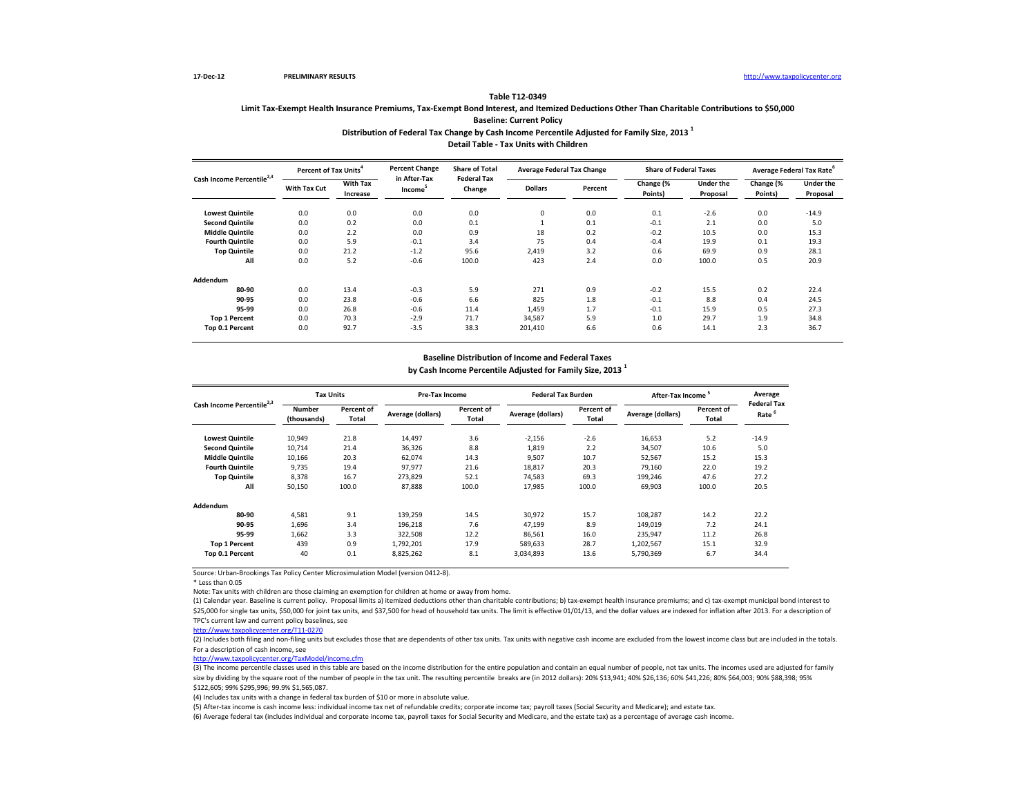17-Dec-12 PRELIMINARY RESULTS http://www.taxpolicycenter.org

**Table T12-0349**

**Limit Tax-Exempt Health Insurance Premiums, Tax-Exempt Bond Interest, and Itemized Deductions Other Than Charitable Contributions to $50,000**

**Baseline: Current Policy**

**Distribution of Federal Tax Change by Cash Income Percentile Adjusted for Family Size, 2013 [1]**

**Detail Table - Tax Units with Children**

| Cash Income Percentile[2,3] | Percent of Tax Units[4] | | Percent Change in After-Tax Income[5] | Share of Total Federal Tax Change | Average Federal Tax Change | | Share of Federal Taxes | | Average Federal Tax Rate[6] | |
|---|---|---|---|---|---|---|---|---|---|---|
| | With Tax Cut | With Tax Increase | | | Dollars | Percent | Change (% Points) | Under the Proposal | Change (% Points) | Under the Proposal |
| Lowest Quintile | 0.0 | 0.0 | 0.0 | 0.0 | 0 | 0.0 | 0.1 | -2.6 | 0.0 | -14.9 |
| Second Quintile | 0.0 | 0.2 | 0.0 | 0.1 | 1 | 0.1 | -0.1 | 2.1 | 0.0 | 5.0 |
| Middle Quintile | 0.0 | 2.2 | 0.0 | 0.9 | 18 | 0.2 | -0.2 | 10.5 | 0.0 | 15.3 |
| Fourth Quintile | 0.0 | 5.9 | -0.1 | 3.4 | 75 | 0.4 | -0.4 | 19.9 | 0.1 | 19.3 |
| Top Quintile | 0.0 | 21.2 | -1.2 | 95.6 | 2,419 | 3.2 | 0.6 | 69.9 | 0.9 | 28.1 |
| All | 0.0 | 5.2 | -0.6 | 100.0 | 423 | 2.4 | 0.0 | 100.0 | 0.5 | 20.9 |
| **Addendum** | | | | | | | | | | |
| 80-90 | 0.0 | 13.4 | -0.3 | 5.9 | 271 | 0.9 | -0.2 | 15.5 | 0.2 | 22.4 |
| 90-95 | 0.0 | 23.8 | -0.6 | 6.6 | 825 | 1.8 | -0.1 | 8.8 | 0.4 | 24.5 |
| 95-99 | 0.0 | 26.8 | -0.6 | 11.4 | 1,459 | 1.7 | -0.1 | 15.9 | 0.5 | 27.3 |
| Top 1 Percent | 0.0 | 70.3 | -2.9 | 71.7 | 34,587 | 5.9 | 1.0 | 29.7 | 1.9 | 34.8 |
| Top 0.1 Percent | 0.0 | 92.7 | -3.5 | 38.3 | 201,410 | 6.6 | 0.6 | 14.1 | 2.3 | 36.7 |

**Baseline Distribution of Income and Federal Taxes**

**by Cash Income Percentile Adjusted for Family Size, 2013 [1]**

| Cash Income Percentile[2,3] | Tax Units | | Pre-Tax Income | | Federal Tax Burden | | After-Tax Income[5] | | Average Federal Tax Rate[6] |
|---|---|---|---|---|---|---|---|---|---|
| | Number (thousands) | Percent of Total | Average (dollars) | Percent of Total | Average (dollars) | Percent of Total | Average (dollars) | Percent of Total | |
| Lowest Quintile | 10,949 | 21.8 | 14,497 | 3.6 | -2,156 | -2.6 | 16,653 | 5.2 | -14.9 |
| Second Quintile | 10,714 | 21.4 | 36,326 | 8.8 | 1,819 | 2.2 | 34,507 | 10.6 | 5.0 |
| Middle Quintile | 10,166 | 20.3 | 62,074 | 14.3 | 9,507 | 10.7 | 52,567 | 15.2 | 15.3 |
| Fourth Quintile | 9,735 | 19.4 | 97,977 | 21.6 | 18,817 | 20.3 | 79,160 | 22.0 | 19.2 |
| Top Quintile | 8,378 | 16.7 | 273,829 | 52.1 | 74,583 | 69.3 | 199,246 | 47.6 | 27.2 |
| All | 50,150 | 100.0 | 87,888 | 100.0 | 17,985 | 100.0 | 69,903 | 100.0 | 20.5 |
| **Addendum** | | | | | | | | | |
| 80-90 | 4,581 | 9.1 | 139,259 | 14.5 | 30,972 | 15.7 | 108,287 | 14.2 | 22.2 |
| 90-95 | 1,696 | 3.4 | 196,218 | 7.6 | 47,199 | 8.9 | 149,019 | 7.2 | 24.1 |
| 95-99 | 1,662 | 3.3 | 322,508 | 12.2 | 86,561 | 16.0 | 235,947 | 11.2 | 26.8 |
| Top 1 Percent | 439 | 0.9 | 1,792,201 | 17.9 | 589,633 | 28.7 | 1,202,567 | 15.1 | 32.9 |
| Top 0.1 Percent | 40 | 0.1 | 8,825,262 | 8.1 | 3,034,893 | 13.6 | 5,790,369 | 6.7 | 34.4 |

Source: Urban-Brookings Tax Policy Center Microsimulation Model (version 0412-8).

* Less than 0.05

Note: Tax units with children are those claiming an exemption for children at home or away from home.

(1) Calendar year. Baseline is current policy. Proposal limits a) itemized deductions other than charitable contributions; b) tax-exempt health insurance premiums; and c) tax-exempt municipal bond interest to $25,000 for single tax units, $50,000 for joint tax units, and $37,500 for head of household tax units. The limit is effective 01/01/13, and the dollar values are indexed for inflation after 2013. For a description of TPC's current law and current policy baselines, see

http://www.taxpolicycenter.org/T11-0270

(2) Includes both filing and non-filing units but excludes those that are dependents of other tax units. Tax units with negative cash income are excluded from the lowest income class but are included in the totals. For a description of cash income, see

http://www.taxpolicycenter.org/TaxModel/income.cfm

(3) The income percentile classes used in this table are based on the income distribution for the entire population and contain an equal number of people, not tax units. The incomes used are adjusted for family size by dividing by the square root of the number of people in the tax unit. The resulting percentile breaks are (in 2012 dollars): 20% $13,941; 40% $26,136; 60% $41,226; 80% $64,003; 90% $88,398; 95% $122,605; 99% $295,996; 99.9% $1,565,087.

(4) Includes tax units with a change in federal tax burden of $10 or more in absolute value.

(5) After-tax income is cash income less: individual income tax net of refundable credits; corporate income tax; payroll taxes (Social Security and Medicare); and estate tax.

(6) Average federal tax (includes individual and corporate income tax, payroll taxes for Social Security and Medicare, and the estate tax) as a percentage of average cash income.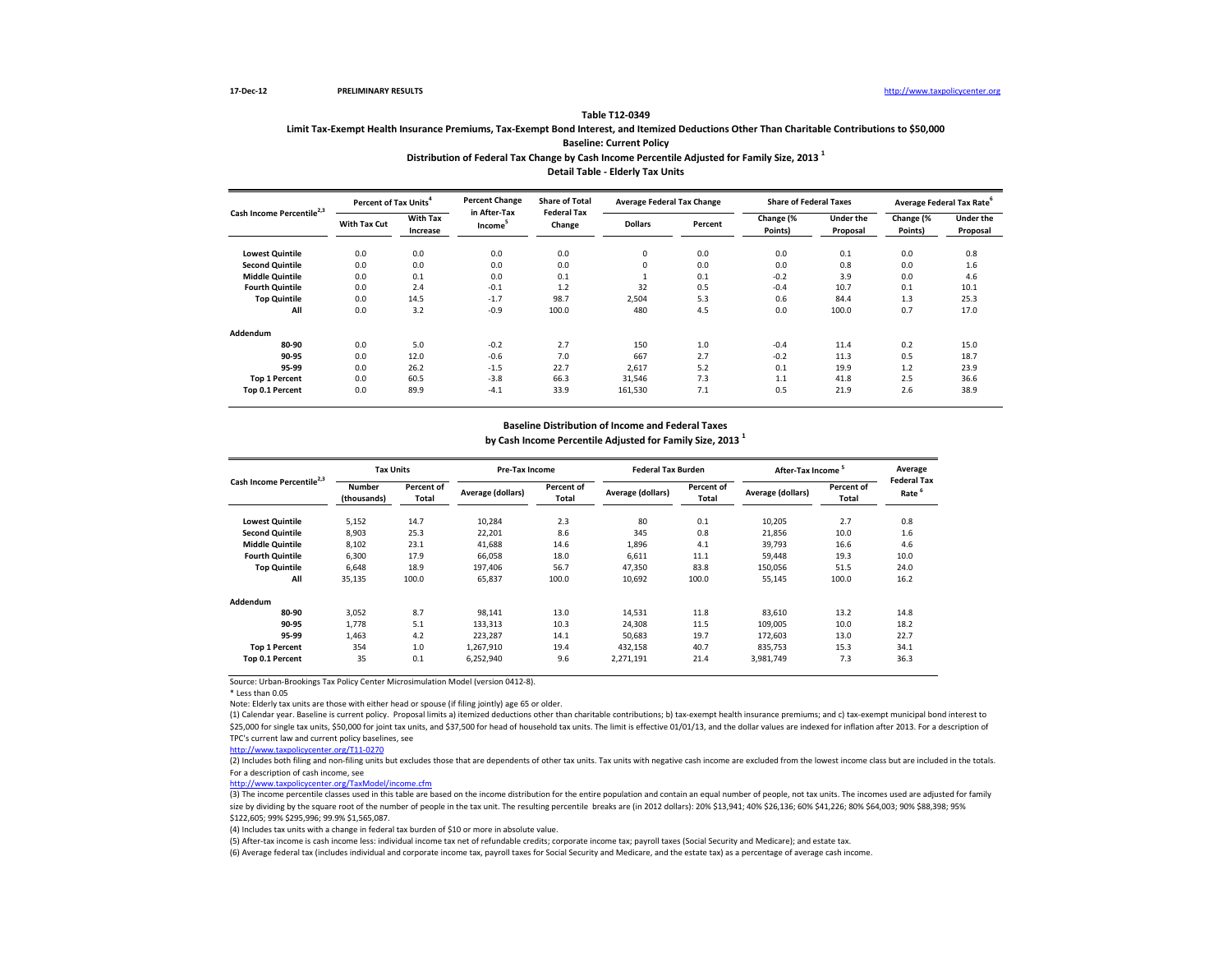17-Dec-12 PRELIMINARY RESULTS http://www.taxpolicycenter.org

## Table T12-0349

### Limit Tax-Exempt Health Insurance Premiums, Tax-Exempt Bond Interest, and Itemized Deductions Other Than Charitable Contributions to $50,000

### Baseline: Current Policy

### Distribution of Federal Tax Change by Cash Income Percentile Adjusted for Family Size, 2013 [1]

### Detail Table - Elderly Tax Units

| Cash Income Percentile[2,3] | Percent of Tax Units[4] | | Percent Change in After-Tax Income[5] | Share of Total Federal Tax Change | Average Federal Tax Change | | Share of Federal Taxes | | Average Federal Tax Rate[6] | |
|---|---|---|---|---|---|---|---|---|---|---|
| | With Tax Cut | With Tax Increase | | | Dollars | Percent | Change (% Points) | Under the Proposal | Change (% Points) | Under the Proposal |
| Lowest Quintile | 0.0 | 0.0 | 0.0 | 0.0 | 0 | 0.0 | 0.0 | 0.1 | 0.0 | 0.8 |
| Second Quintile | 0.0 | 0.0 | 0.0 | 0.0 | 0 | 0.0 | 0.0 | 0.8 | 0.0 | 1.6 |
| Middle Quintile | 0.0 | 0.1 | 0.0 | 0.1 | 1 | 0.1 | -0.2 | 3.9 | 0.0 | 4.6 |
| Fourth Quintile | 0.0 | 2.4 | -0.1 | 1.2 | 32 | 0.5 | -0.4 | 10.7 | 0.1 | 10.1 |
| Top Quintile | 0.0 | 14.5 | -1.7 | 98.7 | 2,504 | 5.3 | 0.6 | 84.4 | 1.3 | 25.3 |
| All | 0.0 | 3.2 | -0.9 | 100.0 | 480 | 4.5 | 0.0 | 100.0 | 0.7 | 17.0 |
| **Addendum** | | | | | | | | | | |
| 80-90 | 0.0 | 5.0 | -0.2 | 2.7 | 150 | 1.0 | -0.4 | 11.4 | 0.2 | 15.0 |
| 90-95 | 0.0 | 12.0 | -0.6 | 7.0 | 667 | 2.7 | -0.2 | 11.3 | 0.5 | 18.7 |
| 95-99 | 0.0 | 26.2 | -1.5 | 22.7 | 2,617 | 5.2 | 0.1 | 19.9 | 1.2 | 23.9 |
| Top 1 Percent | 0.0 | 60.5 | -3.8 | 66.3 | 31,546 | 7.3 | 1.1 | 41.8 | 2.5 | 36.6 |
| Top 0.1 Percent | 0.0 | 89.9 | -4.1 | 33.9 | 161,530 | 7.1 | 0.5 | 21.9 | 2.6 | 38.9 |

### Baseline Distribution of Income and Federal Taxes

### by Cash Income Percentile Adjusted for Family Size, 2013 [1]

| Cash Income Percentile[2,3] | Tax Units | | Pre-Tax Income | | Federal Tax Burden | | After-Tax Income[5] | | Average Federal Tax Rate[6] |
|---|---|---|---|---|---|---|---|---|---|
| | Number (thousands) | Percent of Total | Average (dollars) | Percent of Total | Average (dollars) | Percent of Total | Average (dollars) | Percent of Total | |
| Lowest Quintile | 5,152 | 14.7 | 10,284 | 2.3 | 80 | 0.1 | 10,205 | 2.7 | 0.8 |
| Second Quintile | 8,903 | 25.3 | 22,201 | 8.6 | 345 | 0.8 | 21,856 | 10.0 | 1.6 |
| Middle Quintile | 8,102 | 23.1 | 41,688 | 14.6 | 1,896 | 4.1 | 39,793 | 16.6 | 4.6 |
| Fourth Quintile | 6,300 | 17.9 | 66,058 | 18.0 | 6,611 | 11.1 | 59,448 | 19.3 | 10.0 |
| Top Quintile | 6,648 | 18.9 | 197,406 | 56.7 | 47,350 | 83.8 | 150,056 | 51.5 | 24.0 |
| All | 35,135 | 100.0 | 65,837 | 100.0 | 10,692 | 100.0 | 55,145 | 100.0 | 16.2 |
| **Addendum** | | | | | | | | | |
| 80-90 | 3,052 | 8.7 | 98,141 | 13.0 | 14,531 | 11.8 | 83,610 | 13.2 | 14.8 |
| 90-95 | 1,778 | 5.1 | 133,313 | 10.3 | 24,308 | 11.5 | 109,005 | 10.0 | 18.2 |
| 95-99 | 1,463 | 4.2 | 223,287 | 14.1 | 50,683 | 19.7 | 172,603 | 13.0 | 22.7 |
| Top 1 Percent | 354 | 1.0 | 1,267,910 | 19.4 | 432,158 | 40.7 | 835,753 | 15.3 | 34.1 |
| Top 0.1 Percent | 35 | 0.1 | 6,252,940 | 9.6 | 2,271,191 | 21.4 | 3,981,749 | 7.3 | 36.3 |

Source: Urban-Brookings Tax Policy Center Microsimulation Model (version 0412-8).

* Less than 0.05

Note: Elderly tax units are those with either head or spouse (if filing jointly) age 65 or older.

(1) Calendar year. Baseline is current policy. Proposal limits a) itemized deductions other than charitable contributions; b) tax-exempt health insurance premiums; and c) tax-exempt municipal bond interest to $25,000 for single tax units, $50,000 for joint tax units, and $37,500 for head of household tax units. The limit is effective 01/01/13, and the dollar values are indexed for inflation after 2013. For a description of TPC's current law and current policy baselines, see

http://www.taxpolicycenter.org/T11-0270

(2) Includes both filing and non-filing units but excludes those that are dependents of other tax units. Tax units with negative cash income are excluded from the lowest income class but are included in the totals. For a description of cash income, see

http://www.taxpolicycenter.org/TaxModel/income.cfm

(3) The income percentile classes used in this table are based on the income distribution for the entire population and contain an equal number of people, not tax units. The incomes used are adjusted for family size by dividing by the square root of the number of people in the tax unit. The resulting percentile breaks are (in 2012 dollars): 20% $13,941; 40% $26,136; 60% $41,226; 80% $64,003; 90% $88,398; 95% $122,605; 99% $295,996; 99.9% $1,565,087.

(4) Includes tax units with a change in federal tax burden of $10 or more in absolute value.

(5) After-tax income is cash income less: individual income tax net of refundable credits; corporate income tax; payroll taxes (Social Security and Medicare); and estate tax.

(6) Average federal tax (includes individual and corporate income tax, payroll taxes for Social Security and Medicare, and the estate tax) as a percentage of average cash income.